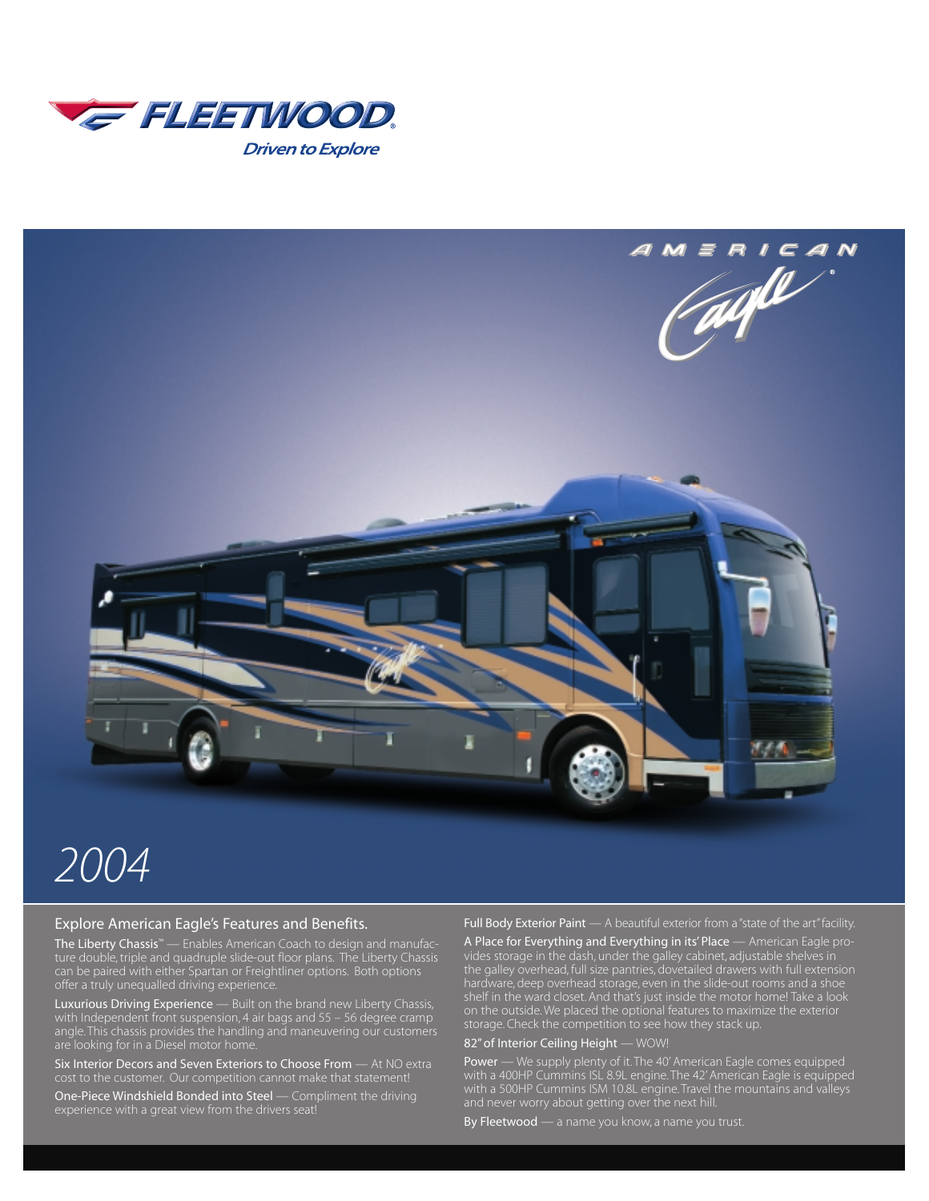FLEETWOOD

*Driven to Explore*

AMERICAN Eagle

# 2004

## Explore American Eagle's Features and Benefits.

**The Liberty Chassis™** — Enables American Coach to design and manufacture double, triple and quadruple slide-out floor plans. The Liberty Chassis can be paired with either Spartan or Freightliner options. Both options offer a truly unequalled driving experience.

**Luxurious Driving Experience** — Built on the brand new Liberty Chassis, with Independent front suspension, 4 air bags and 55 – 56 degree cramp angle. This chassis provides the handling and maneuvering our customers are looking for in a Diesel motor home.

**Six Interior Decors and Seven Exteriors to Choose From** — At NO extra cost to the customer. Our competition cannot make that statement!

**One-Piece Windshield Bonded into Steel** — Compliment the driving experience with a great view from the drivers seat!

**Full Body Exterior Paint** — A beautiful exterior from a "state of the art" facility.

**A Place for Everything and Everything in its' Place** — American Eagle provides storage in the dash, under the galley cabinet, adjustable shelves in the galley overhead, full size pantries, dovetailed drawers with full extension hardware, deep overhead storage, even in the slide-out rooms and a shoe shelf in the ward closet. And that's just inside the motor home! Take a look on the outside. We placed the optional features to maximize the exterior storage. Check the competition to see how they stack up.

**82" of Interior Ceiling Height** — WOW!

**Power** — We supply plenty of it. The 40' American Eagle comes equipped with a 400HP Cummins ISL 8.9L engine. The 42' American Eagle is equipped with a 500HP Cummins ISM 10.8L engine. Travel the mountains and valleys and never worry about getting over the next hill.

**By Fleetwood** — a name you know, a name you trust.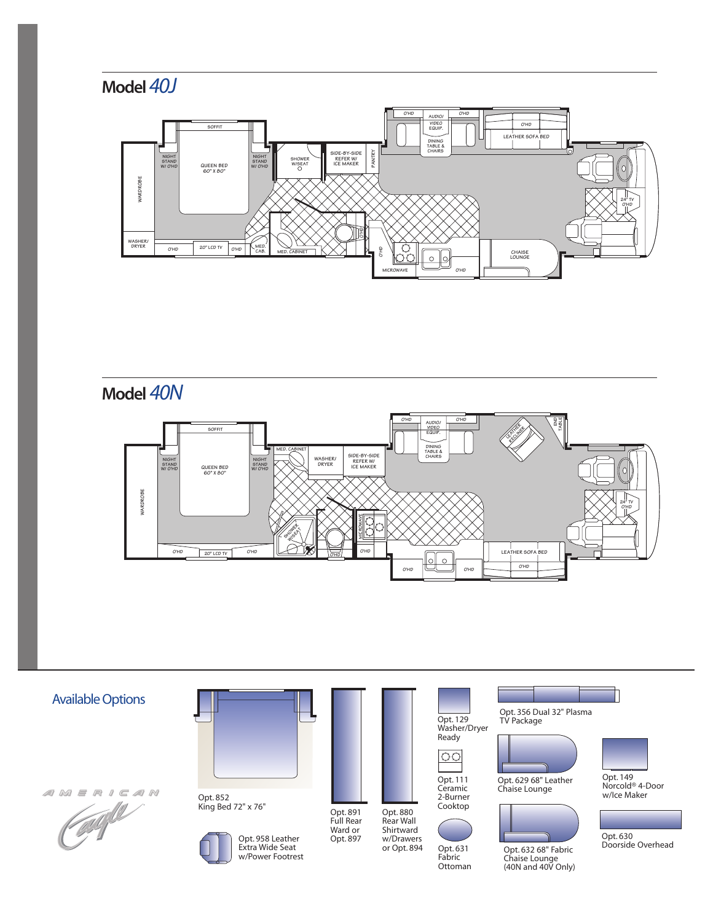## Model 40J

## Model 40N

## Available Options

Opt. 852
King Bed 72" x 76"

Opt. 958 Leather Extra Wide Seat w/Power Footrest

Opt. 891
Full Rear Ward or Opt. 897

Opt. 880
Rear Wall Shirtward w/Drawers or Opt. 894

Opt. 129
Washer/Dryer Ready

Opt. 111
Ceramic 2-Burner Cooktop

Opt. 631
Fabric Ottoman

Opt. 356 Dual 32" Plasma TV Package

Opt. 629 68" Leather Chaise Lounge

Opt. 632 68" Fabric Chaise Lounge (40N and 40V Only)

Opt. 149
Norcold® 4-Door w/Ice Maker

Opt. 630
Doorside Overhead

American Eagle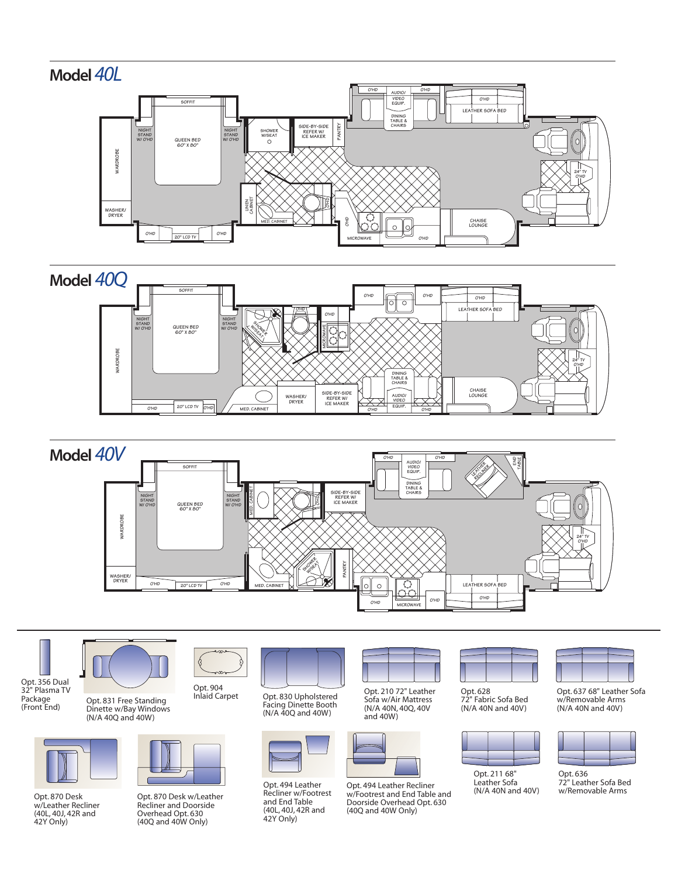## Model *40L*

SOFFIT

NIGHT STAND W/ O'HD

QUEEN BED 60" X 80"

NIGHT STAND W/ O'HD

WARDROBE

WASHER/ DRYER

O'HD

20" LCD TV

O'HD

SHOWER W/SEAT

LINEN CABINET

MED. CABINET

SIDE-BY-SIDE REFER W/ ICE MAKER

PANTRY

O'HD

O'HD

MICROWAVE

O'HD

O'HD

AUDIO/ VIDEO EQUIP.

O'HD

DINING TABLE & CHAIRS

O'HD

LEATHER SOFA BED

24" TV O'HD

CHAISE LOUNGE

## Model *40Q*

SOFFIT

NIGHT STAND W/ O'HD

QUEEN BED 60" X 80"

NIGHT STAND W/ O'HD

WARDROBE

O'HD

20" LCD TV

O'HD

SHOWER W/SEAT

O'HD

O'HD

MICROWAVE

MED. CABINET

WASHER/ DRYER

SIDE-BY-SIDE REFER W/ ICE MAKER

O'HD

O'HD

O'HD

LEATHER SOFA BED

DINING TABLE & CHAIRS

AUDIO/ VIDEO EQUIP.

O'HD

O'HD

CHAISE LOUNGE

24" TV O'HD

## Model *40V*

SOFFIT

NIGHT STAND W/ O'HD

QUEEN BED 60" X 80"

NIGHT STAND W/ O'HD

WARDROBE

WASHER/ DRYER

O'HD

20" LCD TV

O'HD

MED. CABINET

O'HD

MED. CABINET

SHOWER W/SEAT

PANTRY

SIDE-BY-SIDE REFER W/ ICE MAKER

O'HD

AUDIO/ VIDEO EQUIP.

O'HD

DINING TABLE & CHAIRS

LEATHER RECLINER

END TABLE

O'HD

MICROWAVE

O'HD

LEATHER SOFA BED

O'HD

24" TV O'HD

---

Opt. 356 Dual 32" Plasma TV Package (Front End)

Opt. 831 Free Standing Dinette w/Bay Windows (N/A 40Q and 40W)

Opt. 904 Inlaid Carpet

Opt. 830 Upholstered Facing Dinette Booth (N/A 40Q and 40W)

Opt. 210 72" Leather Sofa w/Air Mattress (N/A 40N, 40Q, 40V and 40W)

Opt. 628 72" Fabric Sofa Bed (N/A 40N and 40V)

Opt. 637 68" Leather Sofa w/Removable Arms (N/A 40N and 40V)

Opt. 870 Desk w/Leather Recliner (40L, 40J, 42R and 42Y Only)

Opt. 870 Desk w/Leather Recliner and Doorside Overhead Opt. 630 (40Q and 40W Only)

Opt. 494 Leather Recliner w/Footrest and End Table (40L, 40J, 42R and 42Y Only)

Opt. 494 Leather Recliner w/Footrest and End Table and Doorside Overhead Opt. 630 (40Q and 40W Only)

Opt. 211 68" Leather Sofa (N/A 40N and 40V)

Opt. 636 72" Leather Sofa Bed w/Removable Arms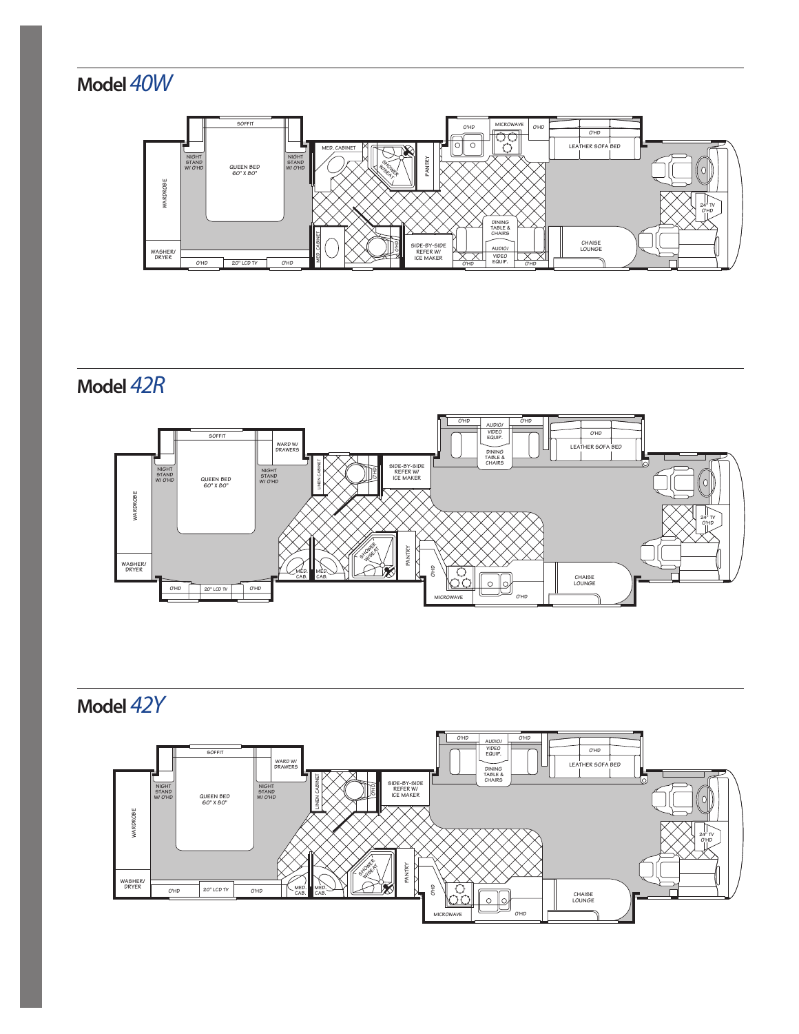## Model *40W*

SOFFIT · NIGHT STAND W/ O'HD · QUEEN BED 60" X 80" · NIGHT STAND W/ O'HD · WARDROBE · WASHER/ DRYER · O'HD · 20" LCD TV · O'HD · MED. CABINET · SHOWER W/SEAT · PANTRY · MED. CABINET · O'HD · SIDE-BY-SIDE REFER W/ ICE MAKER · O'HD · MICROWAVE · O'HD · DINING TABLE & CHAIRS · AUDIO/ VIDEO EQUIP. · O'HD · O'HD · LEATHER SOFA BED · CHAISE LOUNGE · 24" TV O'HD

## Model *42R*

SOFFIT · WARD W/ DRAWERS · NIGHT STAND W/ O'HD · QUEEN BED 60" X 80" · NIGHT STAND W/ O'HD · WARDROBE · WASHER/ DRYER · O'HD · 20" LCD TV · O'HD · LINEN CABINET · O'HD · SIDE-BY-SIDE REFER W/ ICE MAKER · MED. CAB. · MED. CAB. · SHOWER W/SEAT · PANTRY · O'HD · MICROWAVE · O'HD · O'HD · AUDIO/ VIDEO EQUIP. · O'HD · DINING TABLE & CHAIRS · O'HD · LEATHER SOFA BED · CHAISE LOUNGE · 24" TV O'HD

## Model *42Y*

SOFFIT · WARD W/ DRAWERS · NIGHT STAND W/ O'HD · QUEEN BED 60" X 80" · NIGHT STAND W/ O'HD · WARDROBE · WASHER/ DRYER · O'HD · 20" LCD TV · O'HD · LINEN CABINET · O'HD · SIDE-BY-SIDE REFER W/ ICE MAKER · MED. CAB. · MED. CAB. · SHOWER W/SEAT · PANTRY · O'HD · MICROWAVE · O'HD · O'HD · AUDIO/ VIDEO EQUIP. · O'HD · DINING TABLE & CHAIRS · O'HD · LEATHER SOFA BED · CHAISE LOUNGE · 24" TV O'HD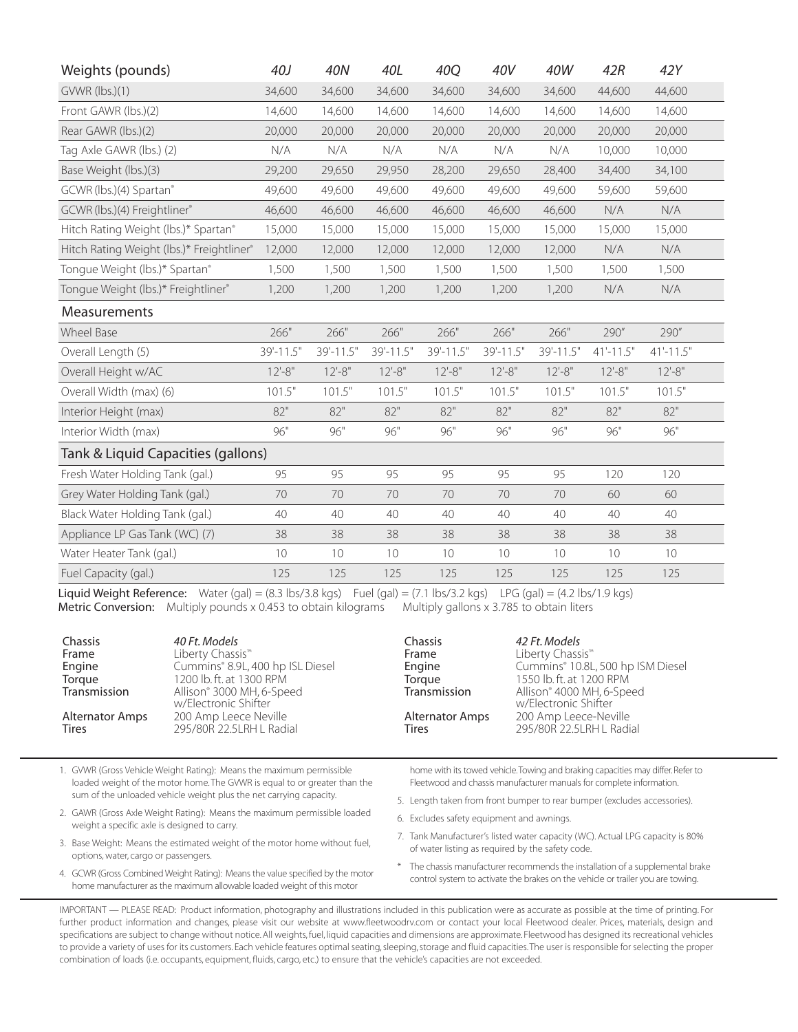| Weights (pounds) | *40J* | *40N* | *40L* | *40Q* | *40V* | *40W* | *42R* | *42Y* |
|---|---|---|---|---|---|---|---|---|
| GVWR (lbs.)(1) | 34,600 | 34,600 | 34,600 | 34,600 | 34,600 | 34,600 | 44,600 | 44,600 |
| Front GAWR (lbs.)(2) | 14,600 | 14,600 | 14,600 | 14,600 | 14,600 | 14,600 | 14,600 | 14,600 |
| Rear GAWR (lbs.)(2) | 20,000 | 20,000 | 20,000 | 20,000 | 20,000 | 20,000 | 20,000 | 20,000 |
| Tag Axle GAWR (lbs.) (2) | N/A | N/A | N/A | N/A | N/A | N/A | 10,000 | 10,000 |
| Base Weight (lbs.)(3) | 29,200 | 29,650 | 29,950 | 28,200 | 29,650 | 28,400 | 34,400 | 34,100 |
| GCWR (lbs.)(4) Spartan® | 49,600 | 49,600 | 49,600 | 49,600 | 49,600 | 49,600 | 59,600 | 59,600 |
| GCWR (lbs.)(4) Freightliner® | 46,600 | 46,600 | 46,600 | 46,600 | 46,600 | 46,600 | N/A | N/A |
| Hitch Rating Weight (lbs.)* Spartan® | 15,000 | 15,000 | 15,000 | 15,000 | 15,000 | 15,000 | 15,000 | 15,000 |
| Hitch Rating Weight (lbs.)* Freightliner® | 12,000 | 12,000 | 12,000 | 12,000 | 12,000 | 12,000 | N/A | N/A |
| Tongue Weight (lbs.)* Spartan® | 1,500 | 1,500 | 1,500 | 1,500 | 1,500 | 1,500 | 1,500 | 1,500 |
| Tongue Weight (lbs.)* Freightliner® | 1,200 | 1,200 | 1,200 | 1,200 | 1,200 | 1,200 | N/A | N/A |
| **Measurements** | | | | | | | | |
| Wheel Base | 266" | 266" | 266" | 266" | 266" | 266" | 290" | 290" |
| Overall Length (5) | 39'-11.5" | 39'-11.5" | 39'-11.5" | 39'-11.5" | 39'-11.5" | 39'-11.5" | 41'-11.5" | 41'-11.5" |
| Overall Height w/AC | 12'-8" | 12'-8" | 12'-8" | 12'-8" | 12'-8" | 12'-8" | 12'-8" | 12'-8" |
| Overall Width (max) (6) | 101.5" | 101.5" | 101.5" | 101.5" | 101.5" | 101.5" | 101.5" | 101.5" |
| Interior Height (max) | 82" | 82" | 82" | 82" | 82" | 82" | 82" | 82" |
| Interior Width (max) | 96" | 96" | 96" | 96" | 96" | 96" | 96" | 96" |
| **Tank & Liquid Capacities (gallons)** | | | | | | | | |
| Fresh Water Holding Tank (gal.) | 95 | 95 | 95 | 95 | 95 | 95 | 120 | 120 |
| Grey Water Holding Tank (gal.) | 70 | 70 | 70 | 70 | 70 | 70 | 60 | 60 |
| Black Water Holding Tank (gal.) | 40 | 40 | 40 | 40 | 40 | 40 | 40 | 40 |
| Appliance LP Gas Tank (WC) (7) | 38 | 38 | 38 | 38 | 38 | 38 | 38 | 38 |
| Water Heater Tank (gal.) | 10 | 10 | 10 | 10 | 10 | 10 | 10 | 10 |
| Fuel Capacity (gal.) | 125 | 125 | 125 | 125 | 125 | 125 | 125 | 125 |

**Liquid Weight Reference:** Water (gal) = (8.3 lbs/3.8 kgs) Fuel (gal) = (7.1 lbs/3.2 kgs) LPG (gal) = (4.2 lbs/1.9 kgs)
**Metric Conversion:** Multiply pounds x 0.453 to obtain kilograms Multiply gallons x 3.785 to obtain liters

| Chassis | *40 Ft. Models* |
|---|---|
| Frame | Liberty Chassis™ |
| Engine | Cummins® 8.9L, 400 hp ISL Diesel |
| Torque | 1200 lb. ft. at 1300 RPM |
| Transmission | Allison® 3000 MH, 6-Speed w/Electronic Shifter |
| Alternator Amps | 200 Amp Leece Neville |
| Tires | 295/80R 22.5LRH L Radial |

| Chassis | *42 Ft. Models* |
|---|---|
| Frame | Liberty Chassis™ |
| Engine | Cummins® 10.8L, 500 hp ISM Diesel |
| Torque | 1550 lb. ft. at 1200 RPM |
| Transmission | Allison® 4000 MH, 6-Speed w/Electronic Shifter |
| Alternator Amps | 200 Amp Leece-Neville |
| Tires | 295/80R 22.5LRH L Radial |

1. GVWR (Gross Vehicle Weight Rating): Means the maximum permissible loaded weight of the motor home. The GVWR is equal to or greater than the sum of the unloaded vehicle weight plus the net carrying capacity.
2. GAWR (Gross Axle Weight Rating): Means the maximum permissible loaded weight a specific axle is designed to carry.
3. Base Weight: Means the estimated weight of the motor home without fuel, options, water, cargo or passengers.
4. GCWR (Gross Combined Weight Rating): Means the value specified by the motor home manufacturer as the maximum allowable loaded weight of this motor home with its towed vehicle. Towing and braking capacities may differ. Refer to Fleetwood and chassis manufacturer manuals for complete information.
5. Length taken from front bumper to rear bumper (excludes accessories).
6. Excludes safety equipment and awnings.
7. Tank Manufacturer's listed water capacity (WC). Actual LPG capacity is 80% of water listing as required by the safety code.

\* The chassis manufacturer recommends the installation of a supplemental brake control system to activate the brakes on the vehicle or trailer you are towing.

IMPORTANT — PLEASE READ: Product information, photography and illustrations included in this publication were as accurate as possible at the time of printing. For further product information and changes, please visit our website at www.fleetwoodrv.com or contact your local Fleetwood dealer. Prices, materials, design and specifications are subject to change without notice. All weights, fuel, liquid capacities and dimensions are approximate. Fleetwood has designed its recreational vehicles to provide a variety of uses for its customers. Each vehicle features optimal seating, sleeping, storage and fluid capacities. The user is responsible for selecting the proper combination of loads (i.e. occupants, equipment, fluids, cargo, etc.) to ensure that the vehicle's capacities are not exceeded.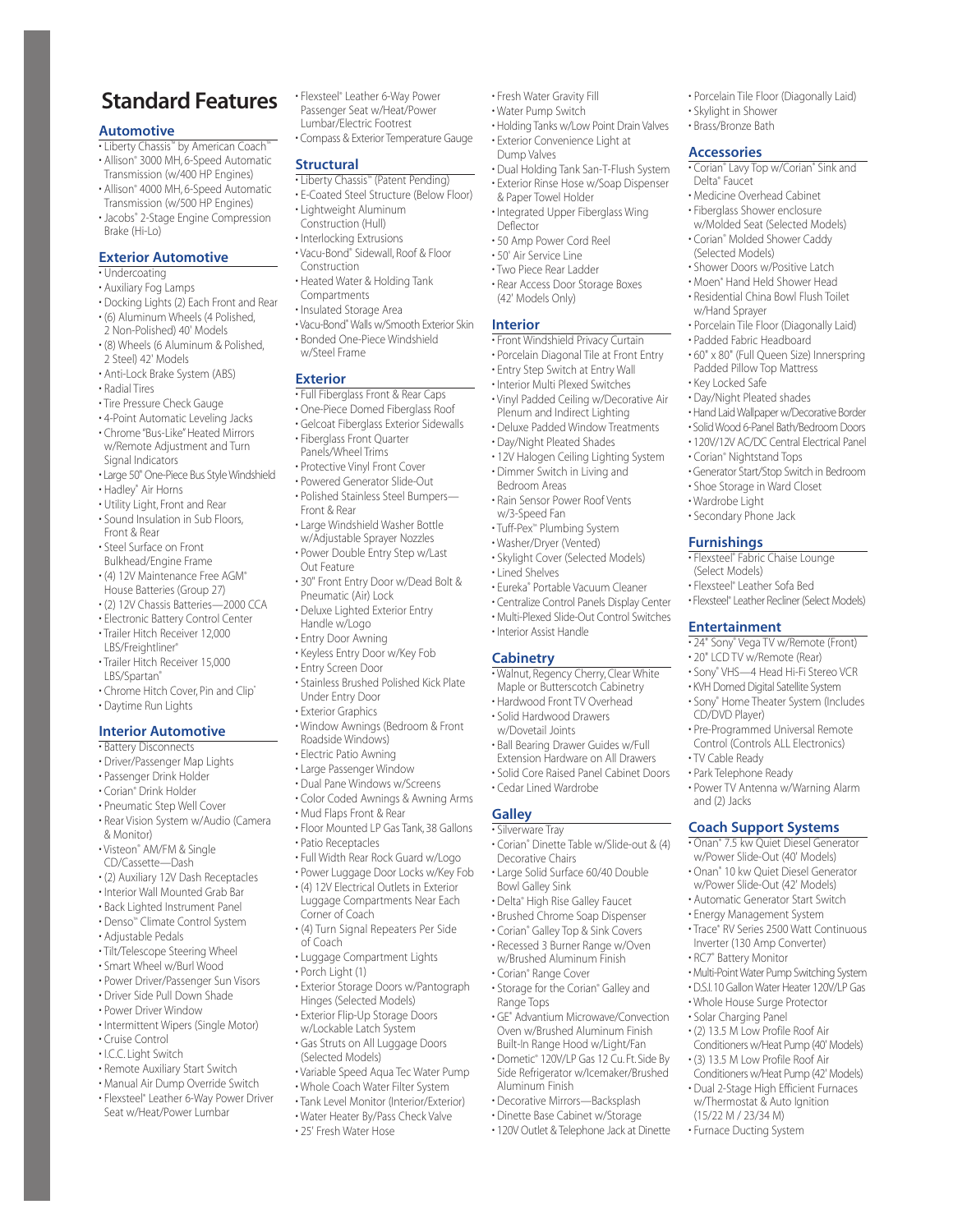# Standard Features

## Automotive

- Liberty Chassis™ by American Coach™
- Allison® 3000 MH, 6-Speed Automatic Transmission (w/400 HP Engines)
- Allison® 4000 MH, 6-Speed Automatic Transmission (w/500 HP Engines)
- Jacobs® 2-Stage Engine Compression Brake (Hi-Lo)

## Exterior Automotive

- Undercoating
- Auxiliary Fog Lamps
- Docking Lights (2) Each Front and Rear
- (6) Aluminum Wheels (4 Polished, 2 Non-Polished) 40' Models
- (8) Wheels (6 Aluminum & Polished, 2 Steel) 42' Models
- Anti-Lock Brake System (ABS)
- Radial Tires
- Tire Pressure Check Gauge
- 4-Point Automatic Leveling Jacks
- Chrome "Bus-Like" Heated Mirrors w/Remote Adjustment and Turn Signal Indicators
- Large 50" One-Piece Bus Style Windshield
- Hadley® Air Horns
- Utility Light, Front and Rear
- Sound Insulation in Sub Floors, Front & Rear
- Steel Surface on Front Bulkhead/Engine Frame
- (4) 12V Maintenance Free AGM® House Batteries (Group 27)
- (2) 12V Chassis Batteries—2000 CCA
- Electronic Battery Control Center
- Trailer Hitch Receiver 12,000 LBS/Freightliner®
- Trailer Hitch Receiver 15,000 LBS/Spartan®
- Chrome Hitch Cover, Pin and Clip®
- Daytime Run Lights

## Interior Automotive

- Battery Disconnects
- Driver/Passenger Map Lights
- Passenger Drink Holder
- Corian® Drink Holder
- Pneumatic Step Well Cover
- Rear Vision System w/Audio (Camera & Monitor)
- Visteon® AM/FM & Single CD/Cassette—Dash
- (2) Auxiliary 12V Dash Receptacles
- Interior Wall Mounted Grab Bar
- Back Lighted Instrument Panel
- Denso™ Climate Control System
- Adjustable Pedals
- Tilt/Telescope Steering Wheel
- Smart Wheel w/Burl Wood
- Power Driver/Passenger Sun Visors
- Driver Side Pull Down Shade
- Power Driver Window
- Intermittent Wipers (Single Motor)
- Cruise Control
- I.C.C. Light Switch
- Remote Auxiliary Start Switch
- Manual Air Dump Override Switch
- Flexsteel® Leather 6-Way Power Driver Seat w/Heat/Power Lumbar
- Flexsteel® Leather 6-Way Power Passenger Seat w/Heat/Power Lumbar/Electric Footrest
- Compass & Exterior Temperature Gauge

## Structural

- Liberty Chassis™ (Patent Pending)
- E-Coated Steel Structure (Below Floor)
- Lightweight Aluminum Construction (Hull)
- Interlocking Extrusions
- Vacu-Bond® Sidewall, Roof & Floor Construction
- Heated Water & Holding Tank Compartments
- Insulated Storage Area
- Vacu-Bond® Walls w/Smooth Exterior Skin
- Bonded One-Piece Windshield w/Steel Frame

## Exterior

- Full Fiberglass Front & Rear Caps
- One-Piece Domed Fiberglass Roof
- Gelcoat Fiberglass Exterior Sidewalls
- Fiberglass Front Quarter Panels/Wheel Trims
- Protective Vinyl Front Cover
- Powered Generator Slide-Out
- Polished Stainless Steel Bumpers—Front & Rear
- Large Windshield Washer Bottle w/Adjustable Sprayer Nozzles
- Power Double Entry Step w/Last Out Feature
- 30" Front Entry Door w/Dead Bolt & Pneumatic (Air) Lock
- Deluxe Lighted Exterior Entry Handle w/Logo
- Entry Door Awning
- Keyless Entry Door w/Key Fob
- Entry Screen Door
- Stainless Brushed Polished Kick Plate Under Entry Door
- Exterior Graphics
- Window Awnings (Bedroom & Front Roadside Windows)
- Electric Patio Awning
- Large Passenger Window
- Dual Pane Windows w/Screens
- Color Coded Awnings & Awning Arms
- Mud Flaps Front & Rear
- Floor Mounted LP Gas Tank, 38 Gallons
- Patio Receptacles
- Full Width Rear Rock Guard w/Logo
- Power Luggage Door Locks w/Key Fob
- (4) 12V Electrical Outlets in Exterior Luggage Compartments Near Each Corner of Coach
- (4) Turn Signal Repeaters Per Side of Coach
- Luggage Compartment Lights
- Porch Light (1)
- Exterior Storage Doors w/Pantograph Hinges (Selected Models)
- Exterior Flip-Up Storage Doors w/Lockable Latch System
- Gas Struts on All Luggage Doors (Selected Models)
- Variable Speed Aqua Tec Water Pump
- Whole Coach Water Filter System
- Tank Level Monitor (Interior/Exterior)
- Water Heater By/Pass Check Valve
- 25' Fresh Water Hose
- Fresh Water Gravity Fill
- Water Pump Switch
- Holding Tanks w/Low Point Drain Valves
- Exterior Convenience Light at Dump Valves
- Dual Holding Tank San-T-Flush System
- Exterior Rinse Hose w/Soap Dispenser & Paper Towel Holder
- Integrated Upper Fiberglass Wing Deflector
- 50 Amp Power Cord Reel
- 50' Air Service Line
- Two Piece Rear Ladder
- Rear Access Door Storage Boxes (42' Models Only)

## Interior

- Front Windshield Privacy Curtain
- Porcelain Diagonal Tile at Front Entry
- Entry Step Switch at Entry Wall
- Interior Multi Plexed Switches
- Vinyl Padded Ceiling w/Decorative Air Plenum and Indirect Lighting
- Deluxe Padded Window Treatments
- Day/Night Pleated Shades
- 12V Halogen Ceiling Lighting System
- Dimmer Switch in Living and Bedroom Areas
- Rain Sensor Power Roof Vents w/3-Speed Fan
- Tuff-Pex™ Plumbing System
- Washer/Dryer (Vented)
- Skylight Cover (Selected Models)
- Lined Shelves
- Eureka® Portable Vacuum Cleaner
- Centralize Control Panels Display Center
- Multi-Plexed Slide-Out Control Switches
- Interior Assist Handle

## Cabinetry

- Walnut, Regency Cherry, Clear White Maple or Butterscotch Cabinetry
- Hardwood Front TV Overhead
- Solid Hardwood Drawers w/Dovetail Joints
- Ball Bearing Drawer Guides w/Full Extension Hardware on All Drawers
- Solid Core Raised Panel Cabinet Doors
- Cedar Lined Wardrobe

## Galley

- Silverware Tray
- Corian® Dinette Table w/Slide-out & (4) Decorative Chairs
- Large Solid Surface 60/40 Double Bowl Galley Sink
- Delta® High Rise Galley Faucet
- Brushed Chrome Soap Dispenser
- Corian® Galley Top & Sink Covers
- Recessed 3 Burner Range w/Oven w/Brushed Aluminum Finish
- Corian® Range Cover
- Storage for the Corian® Galley and Range Tops
- GE® Advantium Microwave/Convection Oven w/Brushed Aluminum Finish Built-In Range Hood w/Light/Fan
- Dometic® 120V/LP Gas 12 Cu. Ft. Side By Side Refrigerator w/Icemaker/Brushed Aluminum Finish
- Decorative Mirrors—Backsplash
- Dinette Base Cabinet w/Storage
- 120V Outlet & Telephone Jack at Dinette
- Porcelain Tile Floor (Diagonally Laid)
- Skylight in Shower
- Brass/Bronze Bath

## Accessories

- Corian® Lavy Top w/Corian® Sink and Delta® Faucet
- Medicine Overhead Cabinet
- Fiberglass Shower enclosure w/Molded Seat (Selected Models)
- Corian® Molded Shower Caddy (Selected Models)
- Shower Doors w/Positive Latch
- Moen® Hand Held Shower Head
- Residential China Bowl Flush Toilet w/Hand Sprayer
- Porcelain Tile Floor (Diagonally Laid)
- Padded Fabric Headboard
- 60" x 80" (Full Queen Size) Innerspring Padded Pillow Top Mattress
- Key Locked Safe
- Day/Night Pleated shades
- Hand Laid Wallpaper w/Decorative Border
- Solid Wood 6-Panel Bath/Bedroom Doors
- 120V/12V AC/DC Central Electrical Panel
- Corian® Nightstand Tops
- Generator Start/Stop Switch in Bedroom
- Shoe Storage in Ward Closet
- Wardrobe Light
- Secondary Phone Jack

## Furnishings

- Flexsteel® Fabric Chaise Lounge (Select Models)
- Flexsteel® Leather Sofa Bed
- Flexsteel® Leather Recliner (Select Models)

## Entertainment

- 24" Sony® Vega TV w/Remote (Front)
- 20" LCD TV w/Remote (Rear)
- Sony® VHS—4 Head Hi-Fi Stereo VCR
- KVH Domed Digital Satellite System
- Sony® Home Theater System (Includes CD/DVD Player)
- Pre-Programmed Universal Remote Control (Controls ALL Electronics)
- TV Cable Ready
- Park Telephone Ready
- Power TV Antenna w/Warning Alarm and (2) Jacks

## Coach Support Systems

- Onan® 7.5 kw Quiet Diesel Generator w/Power Slide-Out (40' Models)
- Onan® 10 kw Quiet Diesel Generator w/Power Slide-Out (42' Models)
- Automatic Generator Start Switch
- Energy Management System
- Trace® RV Series 2500 Watt Continuous Inverter (130 Amp Converter)
- RC7® Battery Monitor
- Multi-Point Water Pump Switching System
- D.S.I. 10 Gallon Water Heater 120V/LP Gas
- Whole House Surge Protector
- Solar Charging Panel
- (2) 13.5 M Low Profile Roof Air Conditioners w/Heat Pump (40' Models)
- (3) 13.5 M Low Profile Roof Air Conditioners w/Heat Pump (42' Models)
- Dual 2-Stage High Efficient Furnaces w/Thermostat & Auto Ignition (15/22 M / 23/34 M)
- Furnace Ducting System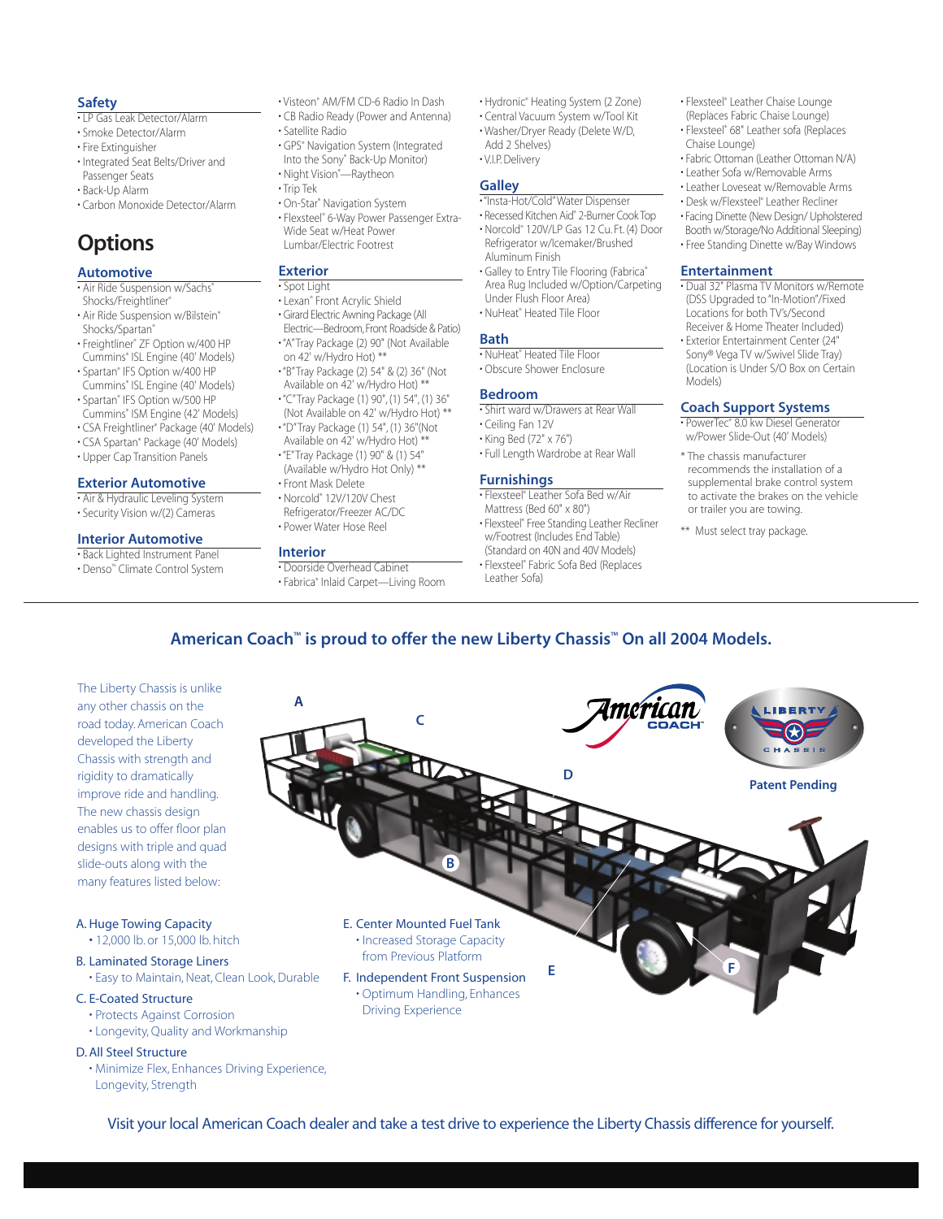## Safety

- LP Gas Leak Detector/Alarm
- Smoke Detector/Alarm
- Fire Extinguisher
- Integrated Seat Belts/Driver and Passenger Seats
- Back-Up Alarm
- Carbon Monoxide Detector/Alarm

# Options

### Automotive

- Air Ride Suspension w/Sachs® Shocks/Freightliner®
- Air Ride Suspension w/Bilstein® Shocks/Spartan®
- Freightliner® ZF Option w/400 HP Cummins® ISL Engine (40' Models)
- Spartan® IFS Option w/400 HP Cummins® ISL Engine (40' Models)
- Spartan® IFS Option w/500 HP Cummins® ISM Engine (42' Models)
- CSA Freightliner® Package (40' Models)
- CSA Spartan® Package (40' Models)
- Upper Cap Transition Panels

### Exterior Automotive

- Air & Hydraulic Leveling System
- Security Vision w/(2) Cameras

### Interior Automotive

- Back Lighted Instrument Panel
- Denso™ Climate Control System
- Visteon® AM/FM CD-6 Radio In Dash
- CB Radio Ready (Power and Antenna)
- Satellite Radio
- GPS® Navigation System (Integrated Into the Sony® Back-Up Monitor)
- Night Vision®—Raytheon
- Trip Tek
- On-Star® Navigation System
- Flexsteel® 6-Way Power Passenger Extra-Wide Seat w/Heat Power Lumbar/Electric Footrest

### Exterior

- Spot Light
- Lexan® Front Acrylic Shield
- Girard Electric Awning Package (All Electric—Bedroom, Front Roadside & Patio)
- "A" Tray Package (2) 90" (Not Available on 42' w/Hydro Hot) **
- "B" Tray Package (2) 54" & (2) 36" (Not Available on 42' w/Hydro Hot) **
- "C" Tray Package (1) 90", (1) 54", (1) 36" (Not Available on 42' w/Hydro Hot) **
- "D" Tray Package (1) 54", (1) 36" (Not Available on 42' w/Hydro Hot) **
- "E" Tray Package (1) 90" & (1) 54" (Available w/Hydro Hot Only) **
- Front Mask Delete
- Norcold® 12V/120V Chest Refrigerator/Freezer AC/DC
- Power Water Hose Reel

### Interior

- Doorside Overhead Cabinet
- Fabrica® Inlaid Carpet—Living Room
- Hydronic® Heating System (2 Zone)
- Central Vacuum System w/Tool Kit
- Washer/Dryer Ready (Delete W/D, Add 2 Shelves)
- V.I.P. Delivery

### Galley

- "Insta-Hot/Cold" Water Dispenser
- Recessed Kitchen Aid® 2-Burner Cook Top
- Norcold® 120V/LP Gas 12 Cu. Ft. (4) Door Refrigerator w/Icemaker/Brushed Aluminum Finish
- Galley to Entry Tile Flooring (Fabrica® Area Rug Included w/Option/Carpeting Under Flush Floor Area)
- NuHeat® Heated Tile Floor

### Bath

- NuHeat® Heated Tile Floor
- Obscure Shower Enclosure

### Bedroom

- Shirt ward w/Drawers at Rear Wall
- Ceiling Fan 12V
- King Bed (72" x 76")
- Full Length Wardrobe at Rear Wall

### Furnishings

- Flexsteel® Leather Sofa Bed w/Air Mattress (Bed 60" x 80")
- Flexsteel® Free Standing Leather Recliner w/Footrest (Includes End Table) (Standard on 40N and 40V Models)
- Flexsteel® Fabric Sofa Bed (Replaces Leather Sofa)
- Flexsteel® Leather Chaise Lounge (Replaces Fabric Chaise Lounge)
- Flexsteel® 68" Leather sofa (Replaces Chaise Lounge)
- Fabric Ottoman (Leather Ottoman N/A)
- Leather Sofa w/Removable Arms
- Leather Loveseat w/Removable Arms
- Desk w/Flexsteel® Leather Recliner
- Facing Dinette (New Design/ Upholstered Booth w/Storage/No Additional Sleeping)
- Free Standing Dinette w/Bay Windows

### Entertainment

- Dual 32" Plasma TV Monitors w/Remote (DSS Upgraded to "In-Motion"/Fixed Locations for both TV's/Second Receiver & Home Theater Included)
- Exterior Entertainment Center (24" Sony® Vega TV w/Swivel Slide Tray) (Location is Under S/O Box on Certain Models)

### Coach Support Systems

- PowerTec® 8.0 kw Diesel Generator w/Power Slide-Out (40' Models)

\* The chassis manufacturer recommends the installation of a supplemental brake control system to activate the brakes on the vehicle or trailer you are towing.

** Must select tray package.

## American Coach™ is proud to offer the new Liberty Chassis™ On all 2004 Models.

The Liberty Chassis is unlike any other chassis on the road today. American Coach developed the Liberty Chassis with strength and rigidity to dramatically improve ride and handling. The new chassis design enables us to offer floor plan designs with triple and quad slide-outs along with the many features listed below:

Patent Pending

A. Huge Towing Capacity
- 12,000 lb. or 15,000 lb. hitch

B. Laminated Storage Liners
- Easy to Maintain, Neat, Clean Look, Durable

C. E-Coated Structure
- Protects Against Corrosion
- Longevity, Quality and Workmanship

D. All Steel Structure
- Minimize Flex, Enhances Driving Experience, Longevity, Strength

E. Center Mounted Fuel Tank
- Increased Storage Capacity from Previous Platform

F. Independent Front Suspension
- Optimum Handling, Enhances Driving Experience

Visit your local American Coach dealer and take a test drive to experience the Liberty Chassis difference for yourself.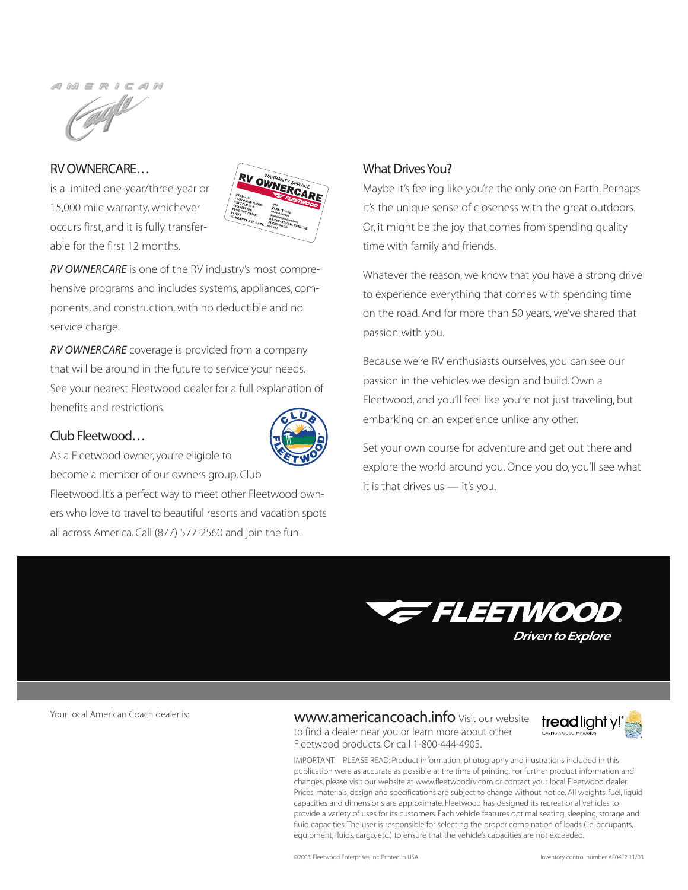AMERICAN Eagle

## RV OWNERCARE…

is a limited one-year/three-year or 15,000 mile warranty, whichever occurs first, and it is fully transferable for the first 12 months.

*RV OWNERCARE* is one of the RV industry's most comprehensive programs and includes systems, appliances, components, and construction, with no deductible and no service charge.

*RV OWNERCARE* coverage is provided from a company that will be around in the future to service your needs. See your nearest Fleetwood dealer for a full explanation of benefits and restrictions.

## Club Fleetwood…

As a Fleetwood owner, you're eligible to become a member of our owners group, Club Fleetwood. It's a perfect way to meet other Fleetwood owners who love to travel to beautiful resorts and vacation spots all across America. Call (877) 577-2560 and join the fun!

## What Drives You?

Maybe it's feeling like you're the only one on Earth. Perhaps it's the unique sense of closeness with the great outdoors. Or, it might be the joy that comes from spending quality time with family and friends.

Whatever the reason, we know that you have a strong drive to experience everything that comes with spending time on the road. And for more than 50 years, we've shared that passion with you.

Because we're RV enthusiasts ourselves, you can see our passion in the vehicles we design and build. Own a Fleetwood, and you'll feel like you're not just traveling, but embarking on an experience unlike any other.

Set your own course for adventure and get out there and explore the world around you. Once you do, you'll see what it is that drives us — it's you.

FLEETWOOD®
Driven to Explore

Your local American Coach dealer is:

www.americancoach.info Visit our website to find a dealer near you or learn more about other Fleetwood products. Or call 1-800-444-4905.

tread lightly!® LEAVING A GOOD IMPRESSION

IMPORTANT—PLEASE READ: Product information, photography and illustrations included in this publication were as accurate as possible at the time of printing. For further product information and changes, please visit our website at www.fleetwoodrv.com or contact your local Fleetwood dealer. Prices, materials, design and specifications are subject to change without notice. All weights, fuel, liquid capacities and dimensions are approximate. Fleetwood has designed its recreational vehicles to provide a variety of uses for its customers. Each vehicle features optimal seating, sleeping, storage and fluid capacities. The user is responsible for selecting the proper combination of loads (i.e. occupants, equipment, fluids, cargo, etc.) to ensure that the vehicle's capacities are not exceeded.

©2003. Fleetwood Enterprises, Inc. Printed in USA

Inventory control number AE04F2 11/03